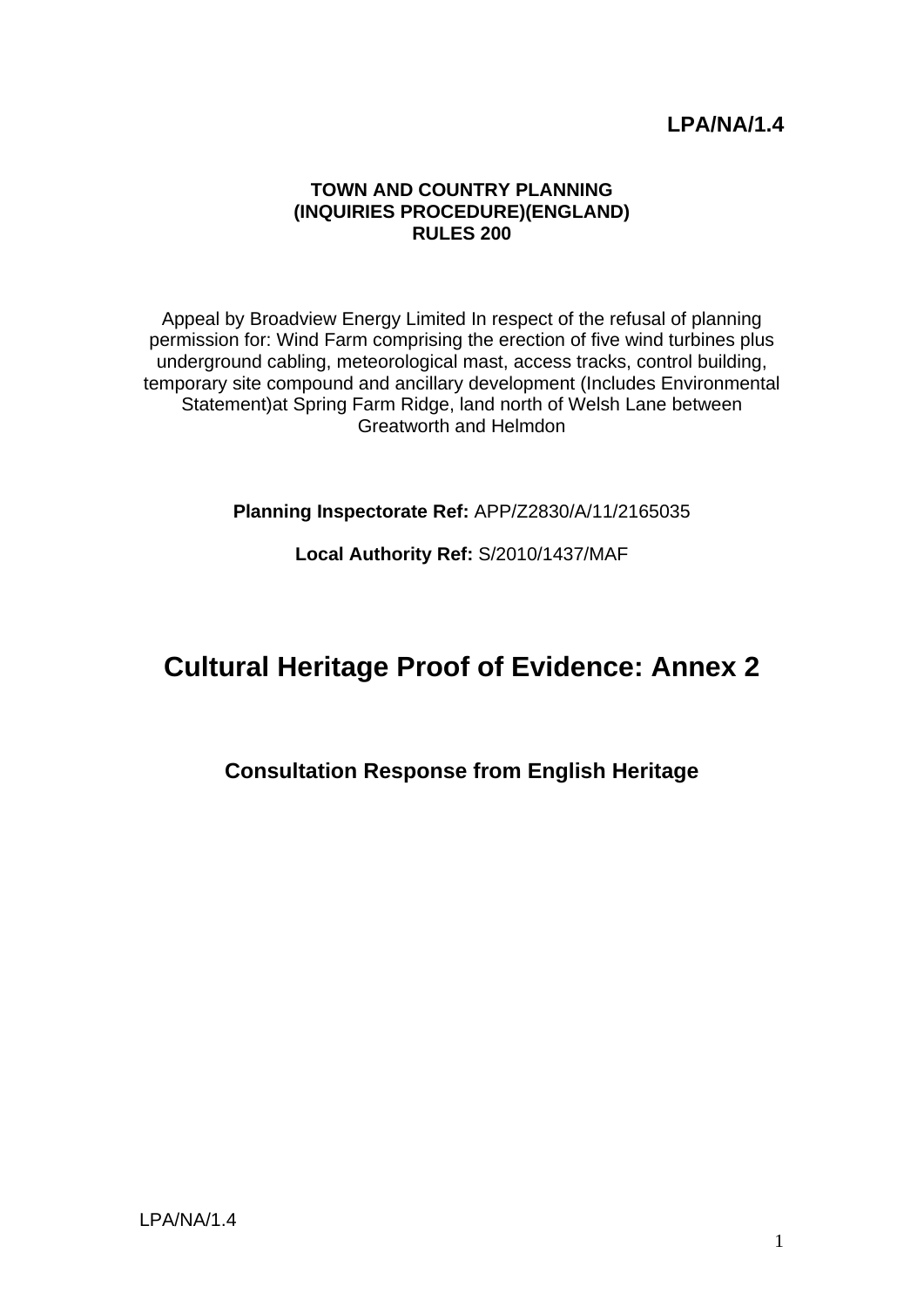**LPA/NA/1.4**

**TOWN AND COUNTRY PLANNING**
**(INQUIRIES PROCEDURE)(ENGLAND)**
**RULES 200**

Appeal by Broadview Energy Limited In respect of the refusal of planning permission for: Wind Farm comprising the erection of five wind turbines plus underground cabling, meteorological mast, access tracks, control building, temporary site compound and ancillary development (Includes Environmental Statement)at Spring Farm Ridge, land north of Welsh Lane between Greatworth and Helmdon

**Planning Inspectorate Ref:** APP/Z2830/A/11/2165035

**Local Authority Ref:** S/2010/1437/MAF

# Cultural Heritage Proof of Evidence: Annex 2

## Consultation Response from English Heritage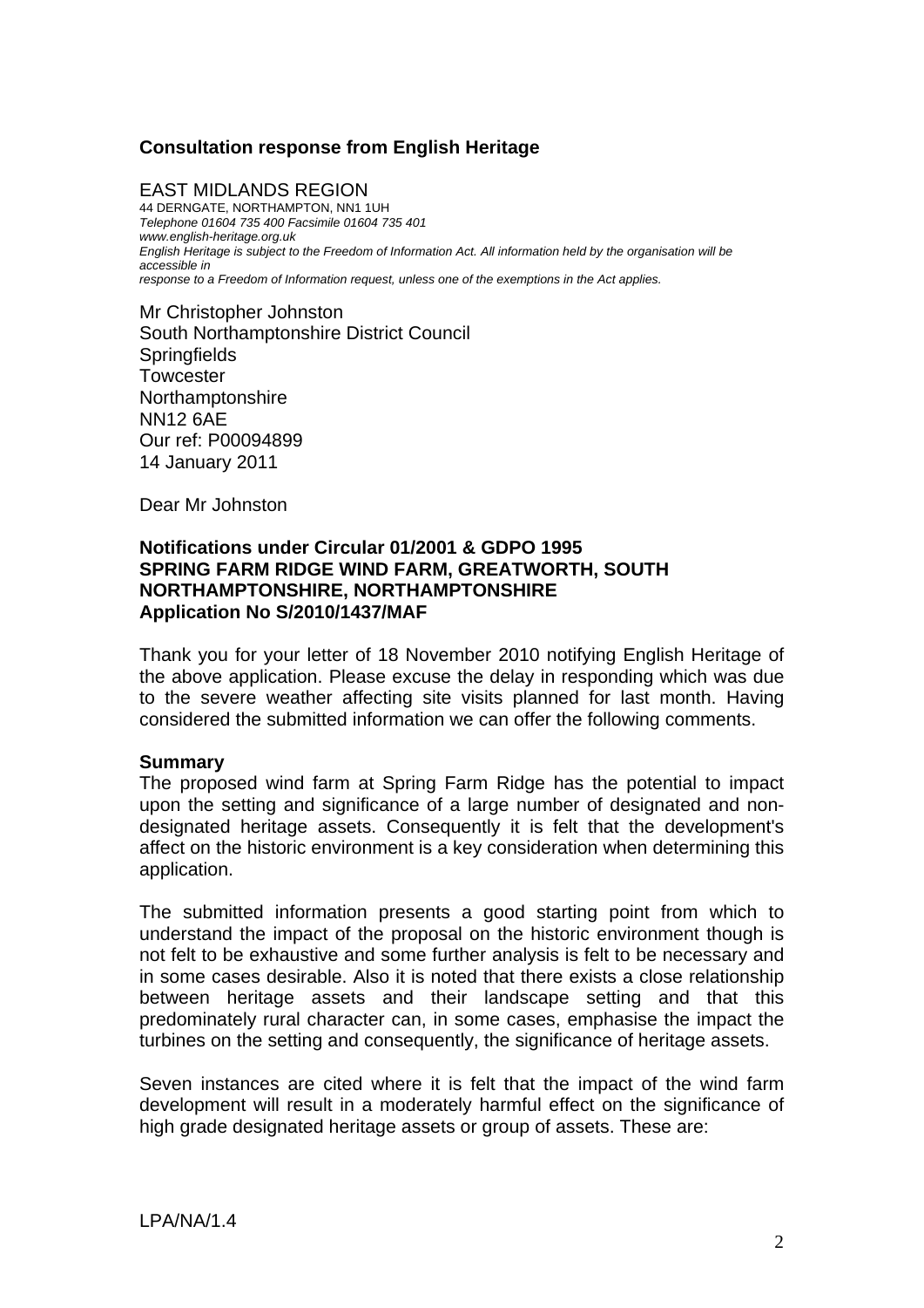**Consultation response from English Heritage**

EAST MIDLANDS REGION
44 DERNGATE, NORTHAMPTON, NN1 1UH
*Telephone 01604 735 400 Facsimile 01604 735 401*
*www.english-heritage.org.uk*
*English Heritage is subject to the Freedom of Information Act. All information held by the organisation will be accessible in*
*response to a Freedom of Information request, unless one of the exemptions in the Act applies.*

Mr Christopher Johnston
South Northamptonshire District Council
Springfields
Towcester
Northamptonshire
NN12 6AE
Our ref: P00094899
14 January 2011

Dear Mr Johnston

**Notifications under Circular 01/2001 & GDPO 1995**
**SPRING FARM RIDGE WIND FARM, GREATWORTH, SOUTH NORTHAMPTONSHIRE, NORTHAMPTONSHIRE**
**Application No S/2010/1437/MAF**

Thank you for your letter of 18 November 2010 notifying English Heritage of the above application. Please excuse the delay in responding which was due to the severe weather affecting site visits planned for last month. Having considered the submitted information we can offer the following comments.

**Summary**
The proposed wind farm at Spring Farm Ridge has the potential to impact upon the setting and significance of a large number of designated and non-designated heritage assets. Consequently it is felt that the development's affect on the historic environment is a key consideration when determining this application.

The submitted information presents a good starting point from which to understand the impact of the proposal on the historic environment though is not felt to be exhaustive and some further analysis is felt to be necessary and in some cases desirable. Also it is noted that there exists a close relationship between heritage assets and their landscape setting and that this predominately rural character can, in some cases, emphasise the impact the turbines on the setting and consequently, the significance of heritage assets.

Seven instances are cited where it is felt that the impact of the wind farm development will result in a moderately harmful effect on the significance of high grade designated heritage assets or group of assets. These are:

LPA/NA/1.4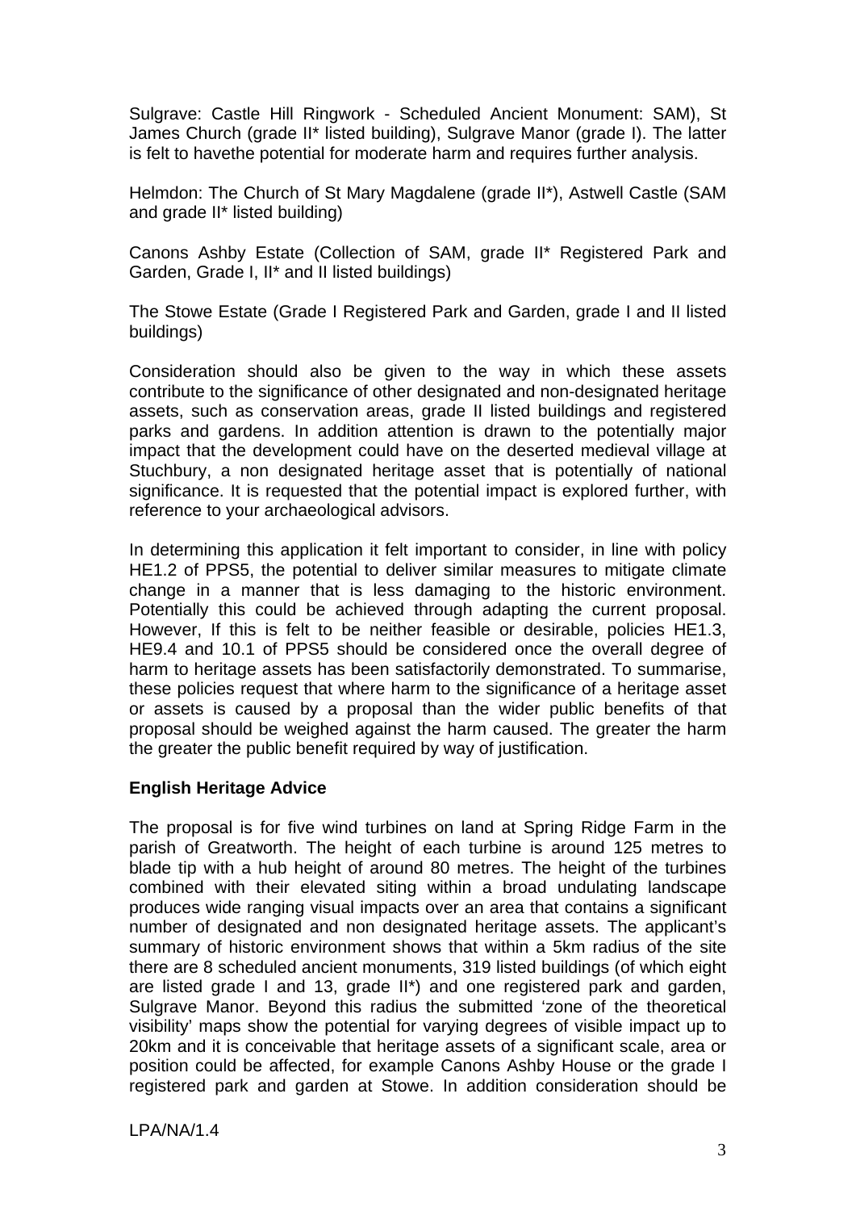Sulgrave: Castle Hill Ringwork - Scheduled Ancient Monument: SAM), St James Church (grade II* listed building), Sulgrave Manor (grade I). The latter is felt to havethe potential for moderate harm and requires further analysis.

Helmdon: The Church of St Mary Magdalene (grade II*), Astwell Castle (SAM and grade II* listed building)

Canons Ashby Estate (Collection of SAM, grade II* Registered Park and Garden, Grade I, II* and II listed buildings)

The Stowe Estate (Grade I Registered Park and Garden, grade I and II listed buildings)

Consideration should also be given to the way in which these assets contribute to the significance of other designated and non-designated heritage assets, such as conservation areas, grade II listed buildings and registered parks and gardens. In addition attention is drawn to the potentially major impact that the development could have on the deserted medieval village at Stuchbury, a non designated heritage asset that is potentially of national significance. It is requested that the potential impact is explored further, with reference to your archaeological advisors.

In determining this application it felt important to consider, in line with policy HE1.2 of PPS5, the potential to deliver similar measures to mitigate climate change in a manner that is less damaging to the historic environment. Potentially this could be achieved through adapting the current proposal. However, If this is felt to be neither feasible or desirable, policies HE1.3, HE9.4 and 10.1 of PPS5 should be considered once the overall degree of harm to heritage assets has been satisfactorily demonstrated. To summarise, these policies request that where harm to the significance of a heritage asset or assets is caused by a proposal than the wider public benefits of that proposal should be weighed against the harm caused. The greater the harm the greater the public benefit required by way of justification.

**English Heritage Advice**

The proposal is for five wind turbines on land at Spring Ridge Farm in the parish of Greatworth. The height of each turbine is around 125 metres to blade tip with a hub height of around 80 metres. The height of the turbines combined with their elevated siting within a broad undulating landscape produces wide ranging visual impacts over an area that contains a significant number of designated and non designated heritage assets. The applicant's summary of historic environment shows that within a 5km radius of the site there are 8 scheduled ancient monuments, 319 listed buildings (of which eight are listed grade I and 13, grade II*) and one registered park and garden, Sulgrave Manor. Beyond this radius the submitted 'zone of the theoretical visibility' maps show the potential for varying degrees of visible impact up to 20km and it is conceivable that heritage assets of a significant scale, area or position could be affected, for example Canons Ashby House or the grade I registered park and garden at Stowe. In addition consideration should be

LPA/NA/1.4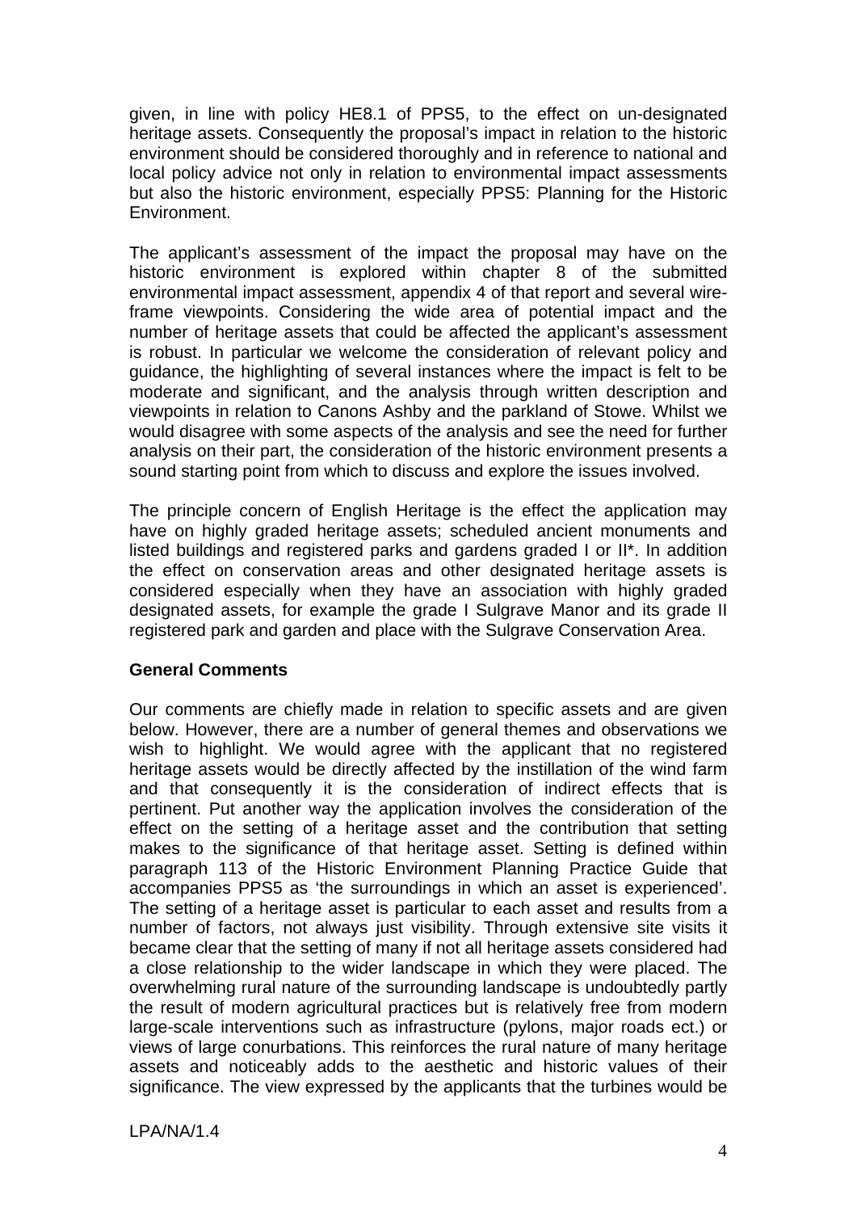given, in line with policy HE8.1 of PPS5, to the effect on un-designated heritage assets. Consequently the proposal's impact in relation to the historic environment should be considered thoroughly and in reference to national and local policy advice not only in relation to environmental impact assessments but also the historic environment, especially PPS5: Planning for the Historic Environment.

The applicant's assessment of the impact the proposal may have on the historic environment is explored within chapter 8 of the submitted environmental impact assessment, appendix 4 of that report and several wire-frame viewpoints. Considering the wide area of potential impact and the number of heritage assets that could be affected the applicant's assessment is robust. In particular we welcome the consideration of relevant policy and guidance, the highlighting of several instances where the impact is felt to be moderate and significant, and the analysis through written description and viewpoints in relation to Canons Ashby and the parkland of Stowe. Whilst we would disagree with some aspects of the analysis and see the need for further analysis on their part, the consideration of the historic environment presents a sound starting point from which to discuss and explore the issues involved.

The principle concern of English Heritage is the effect the application may have on highly graded heritage assets; scheduled ancient monuments and listed buildings and registered parks and gardens graded I or II*. In addition the effect on conservation areas and other designated heritage assets is considered especially when they have an association with highly graded designated assets, for example the grade I Sulgrave Manor and its grade II registered park and garden and place with the Sulgrave Conservation Area.

**General Comments**

Our comments are chiefly made in relation to specific assets and are given below. However, there are a number of general themes and observations we wish to highlight. We would agree with the applicant that no registered heritage assets would be directly affected by the instillation of the wind farm and that consequently it is the consideration of indirect effects that is pertinent. Put another way the application involves the consideration of the effect on the setting of a heritage asset and the contribution that setting makes to the significance of that heritage asset. Setting is defined within paragraph 113 of the Historic Environment Planning Practice Guide that accompanies PPS5 as 'the surroundings in which an asset is experienced'. The setting of a heritage asset is particular to each asset and results from a number of factors, not always just visibility. Through extensive site visits it became clear that the setting of many if not all heritage assets considered had a close relationship to the wider landscape in which they were placed. The overwhelming rural nature of the surrounding landscape is undoubtedly partly the result of modern agricultural practices but is relatively free from modern large-scale interventions such as infrastructure (pylons, major roads ect.) or views of large conurbations. This reinforces the rural nature of many heritage assets and noticeably adds to the aesthetic and historic values of their significance. The view expressed by the applicants that the turbines would be

LPA/NA/1.4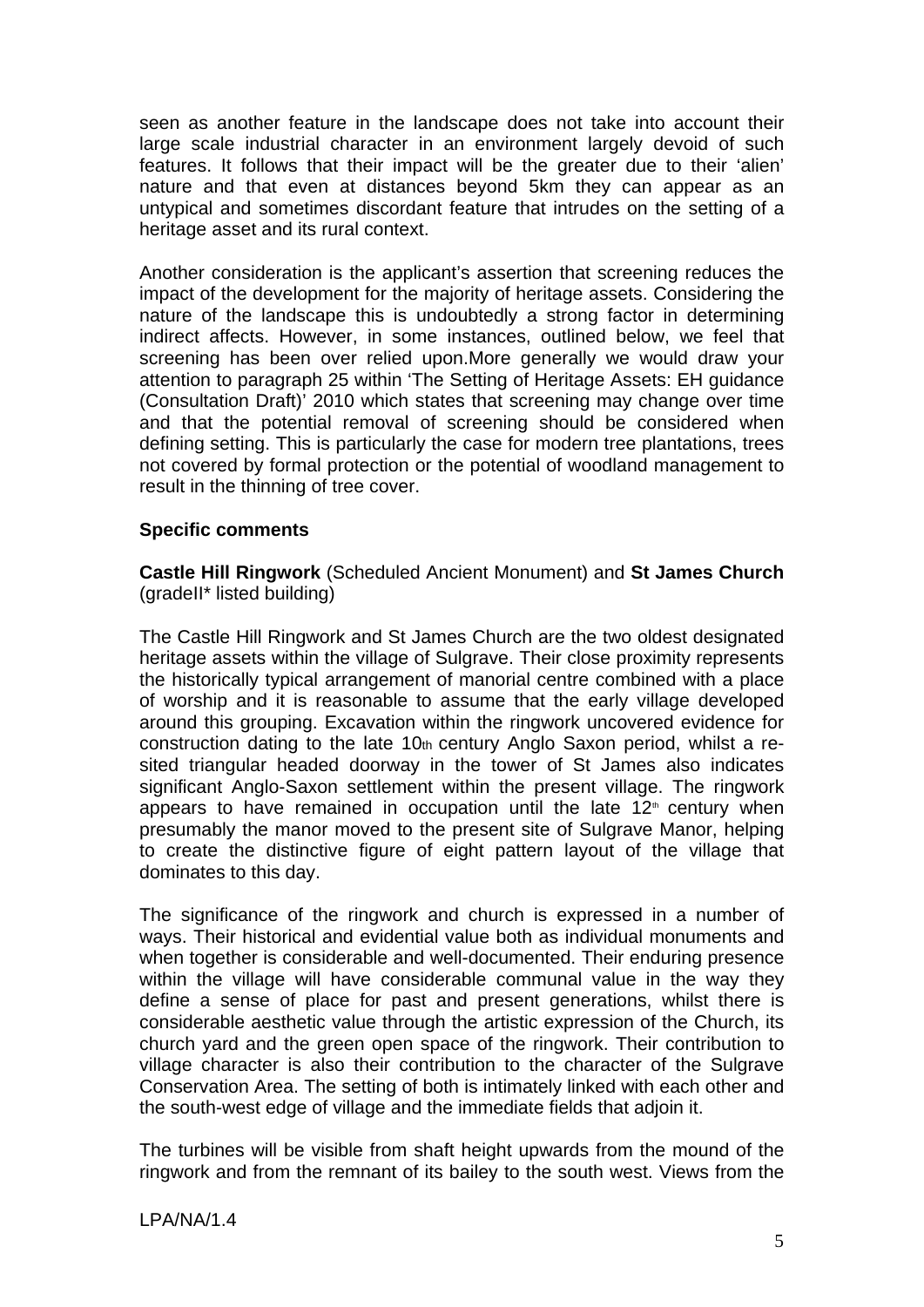seen as another feature in the landscape does not take into account their large scale industrial character in an environment largely devoid of such features. It follows that their impact will be the greater due to their 'alien' nature and that even at distances beyond 5km they can appear as an untypical and sometimes discordant feature that intrudes on the setting of a heritage asset and its rural context.

Another consideration is the applicant's assertion that screening reduces the impact of the development for the majority of heritage assets. Considering the nature of the landscape this is undoubtedly a strong factor in determining indirect affects. However, in some instances, outlined below, we feel that screening has been over relied upon.More generally we would draw your attention to paragraph 25 within 'The Setting of Heritage Assets: EH guidance (Consultation Draft)' 2010 which states that screening may change over time and that the potential removal of screening should be considered when defining setting. This is particularly the case for modern tree plantations, trees not covered by formal protection or the potential of woodland management to result in the thinning of tree cover.

**Specific comments**

**Castle Hill Ringwork** (Scheduled Ancient Monument) and **St James Church** (gradeII* listed building)

The Castle Hill Ringwork and St James Church are the two oldest designated heritage assets within the village of Sulgrave. Their close proximity represents the historically typical arrangement of manorial centre combined with a place of worship and it is reasonable to assume that the early village developed around this grouping. Excavation within the ringwork uncovered evidence for construction dating to the late 10th century Anglo Saxon period, whilst a re-sited triangular headed doorway in the tower of St James also indicates significant Anglo-Saxon settlement within the present village. The ringwork appears to have remained in occupation until the late 12th century when presumably the manor moved to the present site of Sulgrave Manor, helping to create the distinctive figure of eight pattern layout of the village that dominates to this day.

The significance of the ringwork and church is expressed in a number of ways. Their historical and evidential value both as individual monuments and when together is considerable and well-documented. Their enduring presence within the village will have considerable communal value in the way they define a sense of place for past and present generations, whilst there is considerable aesthetic value through the artistic expression of the Church, its church yard and the green open space of the ringwork. Their contribution to village character is also their contribution to the character of the Sulgrave Conservation Area. The setting of both is intimately linked with each other and the south-west edge of village and the immediate fields that adjoin it.

The turbines will be visible from shaft height upwards from the mound of the ringwork and from the remnant of its bailey to the south west. Views from the

LPA/NA/1.4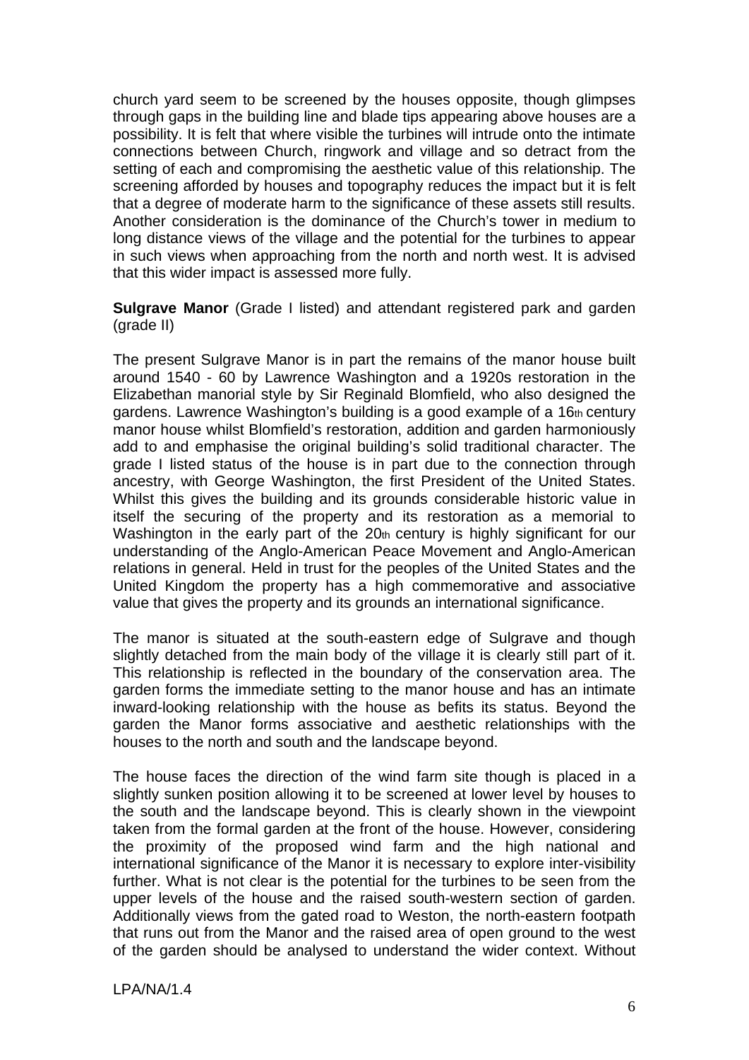church yard seem to be screened by the houses opposite, though glimpses through gaps in the building line and blade tips appearing above houses are a possibility. It is felt that where visible the turbines will intrude onto the intimate connections between Church, ringwork and village and so detract from the setting of each and compromising the aesthetic value of this relationship. The screening afforded by houses and topography reduces the impact but it is felt that a degree of moderate harm to the significance of these assets still results. Another consideration is the dominance of the Church's tower in medium to long distance views of the village and the potential for the turbines to appear in such views when approaching from the north and north west. It is advised that this wider impact is assessed more fully.

**Sulgrave Manor** (Grade I listed) and attendant registered park and garden (grade II)

The present Sulgrave Manor is in part the remains of the manor house built around 1540 - 60 by Lawrence Washington and a 1920s restoration in the Elizabethan manorial style by Sir Reginald Blomfield, who also designed the gardens. Lawrence Washington's building is a good example of a 16th century manor house whilst Blomfield's restoration, addition and garden harmoniously add to and emphasise the original building's solid traditional character. The grade I listed status of the house is in part due to the connection through ancestry, with George Washington, the first President of the United States. Whilst this gives the building and its grounds considerable historic value in itself the securing of the property and its restoration as a memorial to Washington in the early part of the 20th century is highly significant for our understanding of the Anglo-American Peace Movement and Anglo-American relations in general. Held in trust for the peoples of the United States and the United Kingdom the property has a high commemorative and associative value that gives the property and its grounds an international significance.

The manor is situated at the south-eastern edge of Sulgrave and though slightly detached from the main body of the village it is clearly still part of it. This relationship is reflected in the boundary of the conservation area. The garden forms the immediate setting to the manor house and has an intimate inward-looking relationship with the house as befits its status. Beyond the garden the Manor forms associative and aesthetic relationships with the houses to the north and south and the landscape beyond.

The house faces the direction of the wind farm site though is placed in a slightly sunken position allowing it to be screened at lower level by houses to the south and the landscape beyond. This is clearly shown in the viewpoint taken from the formal garden at the front of the house. However, considering the proximity of the proposed wind farm and the high national and international significance of the Manor it is necessary to explore inter-visibility further. What is not clear is the potential for the turbines to be seen from the upper levels of the house and the raised south-western section of garden. Additionally views from the gated road to Weston, the north-eastern footpath that runs out from the Manor and the raised area of open ground to the west of the garden should be analysed to understand the wider context. Without

LPA/NA/1.4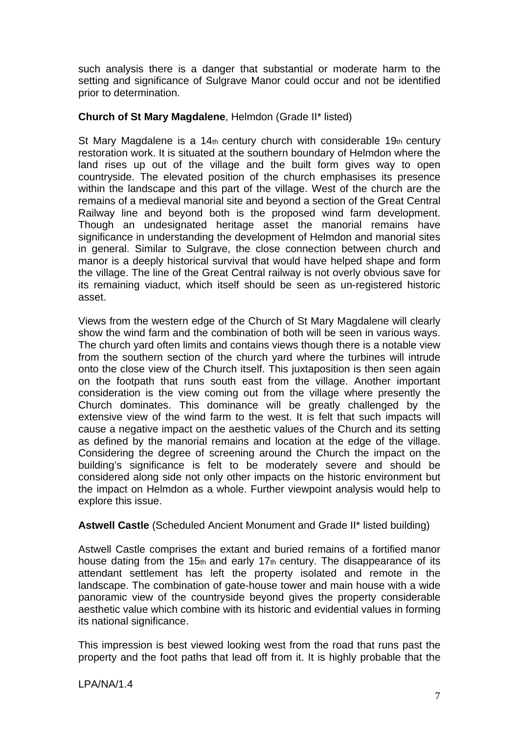such analysis there is a danger that substantial or moderate harm to the setting and significance of Sulgrave Manor could occur and not be identified prior to determination.

**Church of St Mary Magdalene**, Helmdon (Grade II* listed)

St Mary Magdalene is a 14th century church with considerable 19th century restoration work. It is situated at the southern boundary of Helmdon where the land rises up out of the village and the built form gives way to open countryside. The elevated position of the church emphasises its presence within the landscape and this part of the village. West of the church are the remains of a medieval manorial site and beyond a section of the Great Central Railway line and beyond both is the proposed wind farm development. Though an undesignated heritage asset the manorial remains have significance in understanding the development of Helmdon and manorial sites in general. Similar to Sulgrave, the close connection between church and manor is a deeply historical survival that would have helped shape and form the village. The line of the Great Central railway is not overly obvious save for its remaining viaduct, which itself should be seen as un-registered historic asset.

Views from the western edge of the Church of St Mary Magdalene will clearly show the wind farm and the combination of both will be seen in various ways. The church yard often limits and contains views though there is a notable view from the southern section of the church yard where the turbines will intrude onto the close view of the Church itself. This juxtaposition is then seen again on the footpath that runs south east from the village. Another important consideration is the view coming out from the village where presently the Church dominates. This dominance will be greatly challenged by the extensive view of the wind farm to the west. It is felt that such impacts will cause a negative impact on the aesthetic values of the Church and its setting as defined by the manorial remains and location at the edge of the village. Considering the degree of screening around the Church the impact on the building's significance is felt to be moderately severe and should be considered along side not only other impacts on the historic environment but the impact on Helmdon as a whole. Further viewpoint analysis would help to explore this issue.

**Astwell Castle** (Scheduled Ancient Monument and Grade II* listed building)

Astwell Castle comprises the extant and buried remains of a fortified manor house dating from the 15th and early 17th century. The disappearance of its attendant settlement has left the property isolated and remote in the landscape. The combination of gate-house tower and main house with a wide panoramic view of the countryside beyond gives the property considerable aesthetic value which combine with its historic and evidential values in forming its national significance.

This impression is best viewed looking west from the road that runs past the property and the foot paths that lead off from it. It is highly probable that the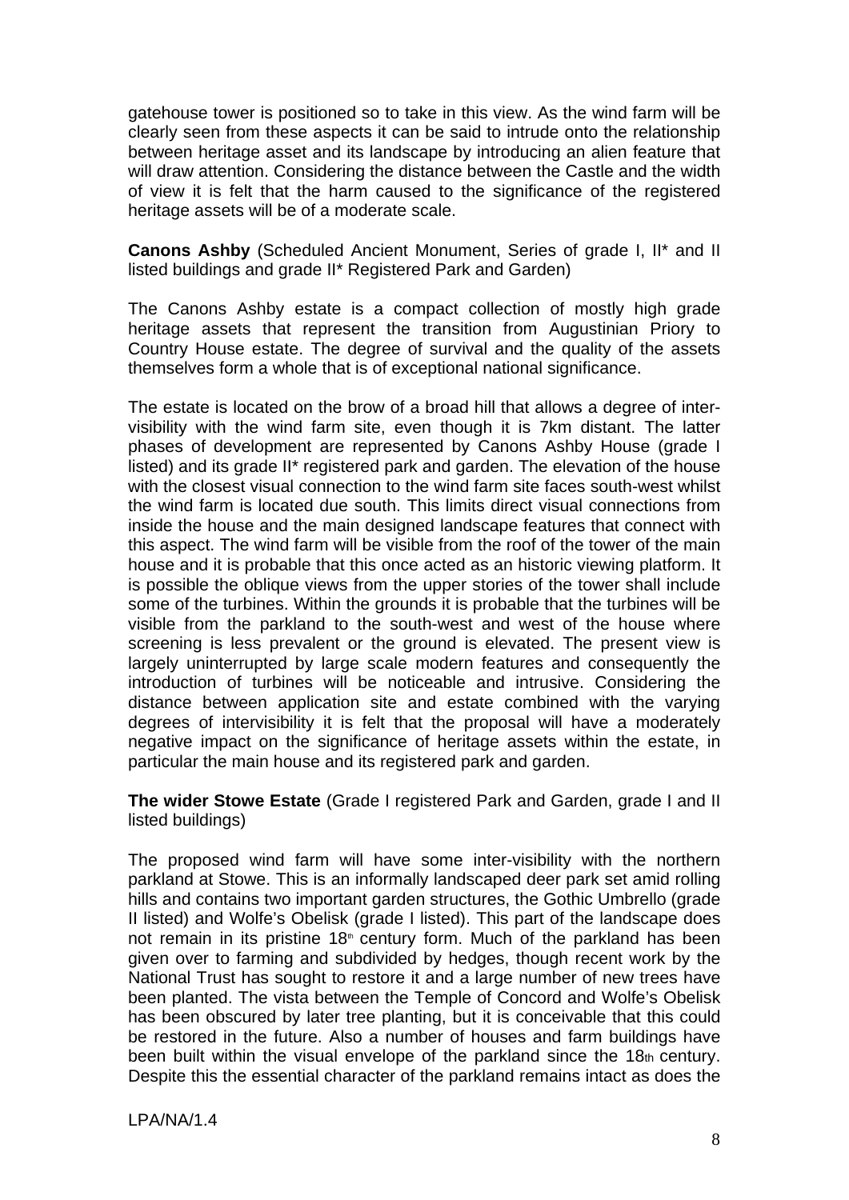gatehouse tower is positioned so to take in this view. As the wind farm will be clearly seen from these aspects it can be said to intrude onto the relationship between heritage asset and its landscape by introducing an alien feature that will draw attention. Considering the distance between the Castle and the width of view it is felt that the harm caused to the significance of the registered heritage assets will be of a moderate scale.

**Canons Ashby** (Scheduled Ancient Monument, Series of grade I, II* and II listed buildings and grade II* Registered Park and Garden)

The Canons Ashby estate is a compact collection of mostly high grade heritage assets that represent the transition from Augustinian Priory to Country House estate. The degree of survival and the quality of the assets themselves form a whole that is of exceptional national significance.

The estate is located on the brow of a broad hill that allows a degree of inter-visibility with the wind farm site, even though it is 7km distant. The latter phases of development are represented by Canons Ashby House (grade I listed) and its grade II* registered park and garden. The elevation of the house with the closest visual connection to the wind farm site faces south-west whilst the wind farm is located due south. This limits direct visual connections from inside the house and the main designed landscape features that connect with this aspect. The wind farm will be visible from the roof of the tower of the main house and it is probable that this once acted as an historic viewing platform. It is possible the oblique views from the upper stories of the tower shall include some of the turbines. Within the grounds it is probable that the turbines will be visible from the parkland to the south-west and west of the house where screening is less prevalent or the ground is elevated. The present view is largely uninterrupted by large scale modern features and consequently the introduction of turbines will be noticeable and intrusive. Considering the distance between application site and estate combined with the varying degrees of intervisibility it is felt that the proposal will have a moderately negative impact on the significance of heritage assets within the estate, in particular the main house and its registered park and garden.

**The wider Stowe Estate** (Grade I registered Park and Garden, grade I and II listed buildings)

The proposed wind farm will have some inter-visibility with the northern parkland at Stowe. This is an informally landscaped deer park set amid rolling hills and contains two important garden structures, the Gothic Umbrello (grade II listed) and Wolfe's Obelisk (grade I listed). This part of the landscape does not remain in its pristine 18th century form. Much of the parkland has been given over to farming and subdivided by hedges, though recent work by the National Trust has sought to restore it and a large number of new trees have been planted. The vista between the Temple of Concord and Wolfe's Obelisk has been obscured by later tree planting, but it is conceivable that this could be restored in the future. Also a number of houses and farm buildings have been built within the visual envelope of the parkland since the 18th century. Despite this the essential character of the parkland remains intact as does the

LPA/NA/1.4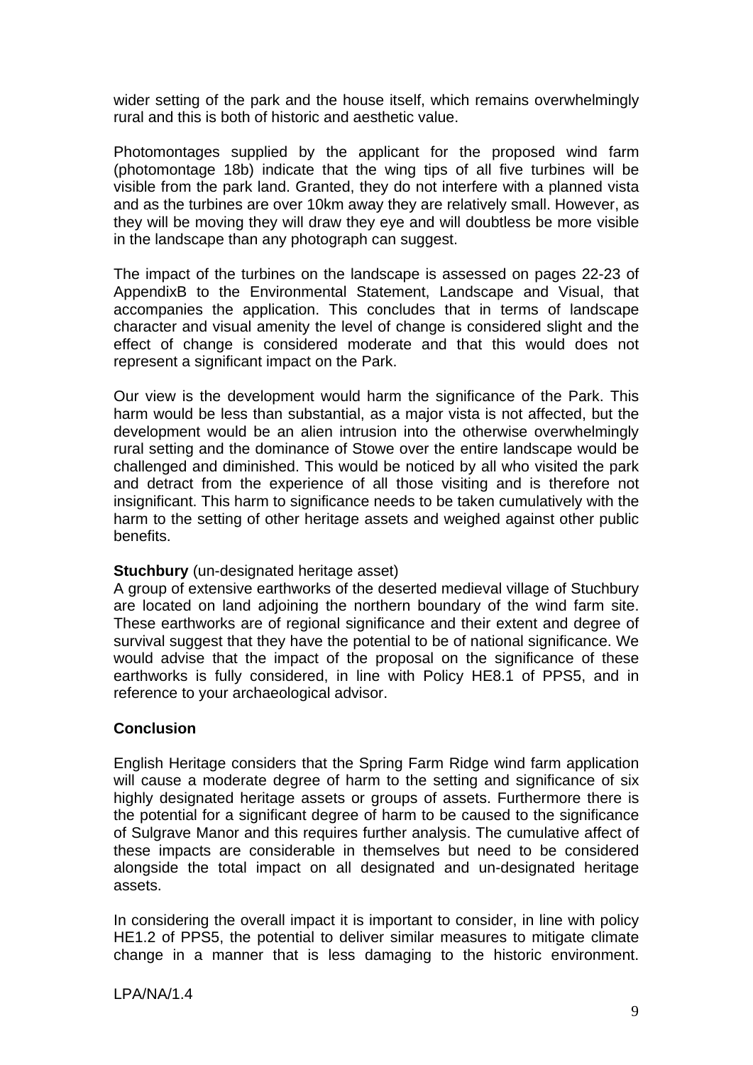wider setting of the park and the house itself, which remains overwhelmingly rural and this is both of historic and aesthetic value.

Photomontages supplied by the applicant for the proposed wind farm (photomontage 18b) indicate that the wing tips of all five turbines will be visible from the park land. Granted, they do not interfere with a planned vista and as the turbines are over 10km away they are relatively small. However, as they will be moving they will draw they eye and will doubtless be more visible in the landscape than any photograph can suggest.

The impact of the turbines on the landscape is assessed on pages 22-23 of AppendixB to the Environmental Statement, Landscape and Visual, that accompanies the application. This concludes that in terms of landscape character and visual amenity the level of change is considered slight and the effect of change is considered moderate and that this would does not represent a significant impact on the Park.

Our view is the development would harm the significance of the Park. This harm would be less than substantial, as a major vista is not affected, but the development would be an alien intrusion into the otherwise overwhelmingly rural setting and the dominance of Stowe over the entire landscape would be challenged and diminished. This would be noticed by all who visited the park and detract from the experience of all those visiting and is therefore not insignificant. This harm to significance needs to be taken cumulatively with the harm to the setting of other heritage assets and weighed against other public benefits.

**Stuchbury** (un-designated heritage asset)

A group of extensive earthworks of the deserted medieval village of Stuchbury are located on land adjoining the northern boundary of the wind farm site. These earthworks are of regional significance and their extent and degree of survival suggest that they have the potential to be of national significance. We would advise that the impact of the proposal on the significance of these earthworks is fully considered, in line with Policy HE8.1 of PPS5, and in reference to your archaeological advisor.

**Conclusion**

English Heritage considers that the Spring Farm Ridge wind farm application will cause a moderate degree of harm to the setting and significance of six highly designated heritage assets or groups of assets. Furthermore there is the potential for a significant degree of harm to be caused to the significance of Sulgrave Manor and this requires further analysis. The cumulative affect of these impacts are considerable in themselves but need to be considered alongside the total impact on all designated and un-designated heritage assets.

In considering the overall impact it is important to consider, in line with policy HE1.2 of PPS5, the potential to deliver similar measures to mitigate climate change in a manner that is less damaging to the historic environment.

LPA/NA/1.4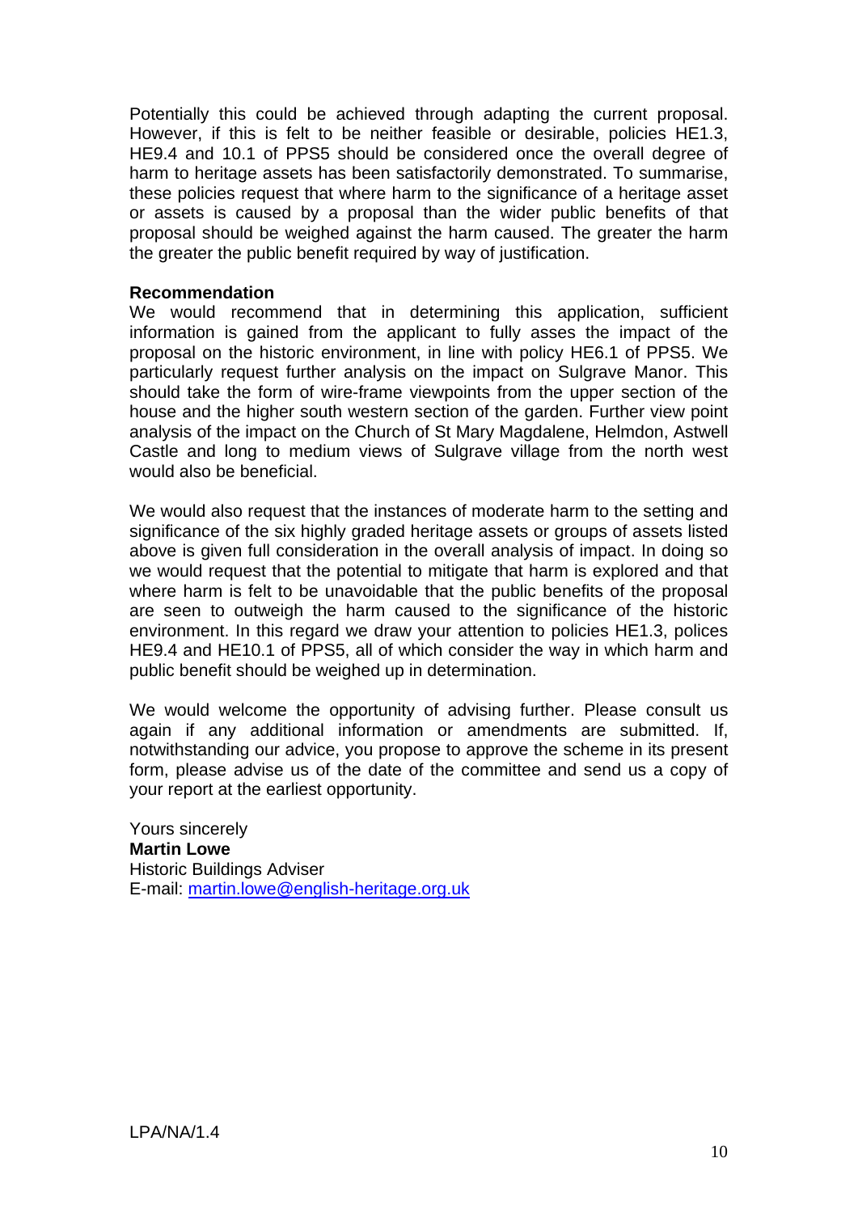Potentially this could be achieved through adapting the current proposal. However, if this is felt to be neither feasible or desirable, policies HE1.3, HE9.4 and 10.1 of PPS5 should be considered once the overall degree of harm to heritage assets has been satisfactorily demonstrated. To summarise, these policies request that where harm to the significance of a heritage asset or assets is caused by a proposal than the wider public benefits of that proposal should be weighed against the harm caused. The greater the harm the greater the public benefit required by way of justification.

**Recommendation**

We would recommend that in determining this application, sufficient information is gained from the applicant to fully asses the impact of the proposal on the historic environment, in line with policy HE6.1 of PPS5. We particularly request further analysis on the impact on Sulgrave Manor. This should take the form of wire-frame viewpoints from the upper section of the house and the higher south western section of the garden. Further view point analysis of the impact on the Church of St Mary Magdalene, Helmdon, Astwell Castle and long to medium views of Sulgrave village from the north west would also be beneficial.

We would also request that the instances of moderate harm to the setting and significance of the six highly graded heritage assets or groups of assets listed above is given full consideration in the overall analysis of impact. In doing so we would request that the potential to mitigate that harm is explored and that where harm is felt to be unavoidable that the public benefits of the proposal are seen to outweigh the harm caused to the significance of the historic environment. In this regard we draw your attention to policies HE1.3, polices HE9.4 and HE10.1 of PPS5, all of which consider the way in which harm and public benefit should be weighed up in determination.

We would welcome the opportunity of advising further. Please consult us again if any additional information or amendments are submitted. If, notwithstanding our advice, you propose to approve the scheme in its present form, please advise us of the date of the committee and send us a copy of your report at the earliest opportunity.

Yours sincerely
**Martin Lowe**
Historic Buildings Adviser
E-mail: martin.lowe@english-heritage.org.uk

LPA/NA/1.4